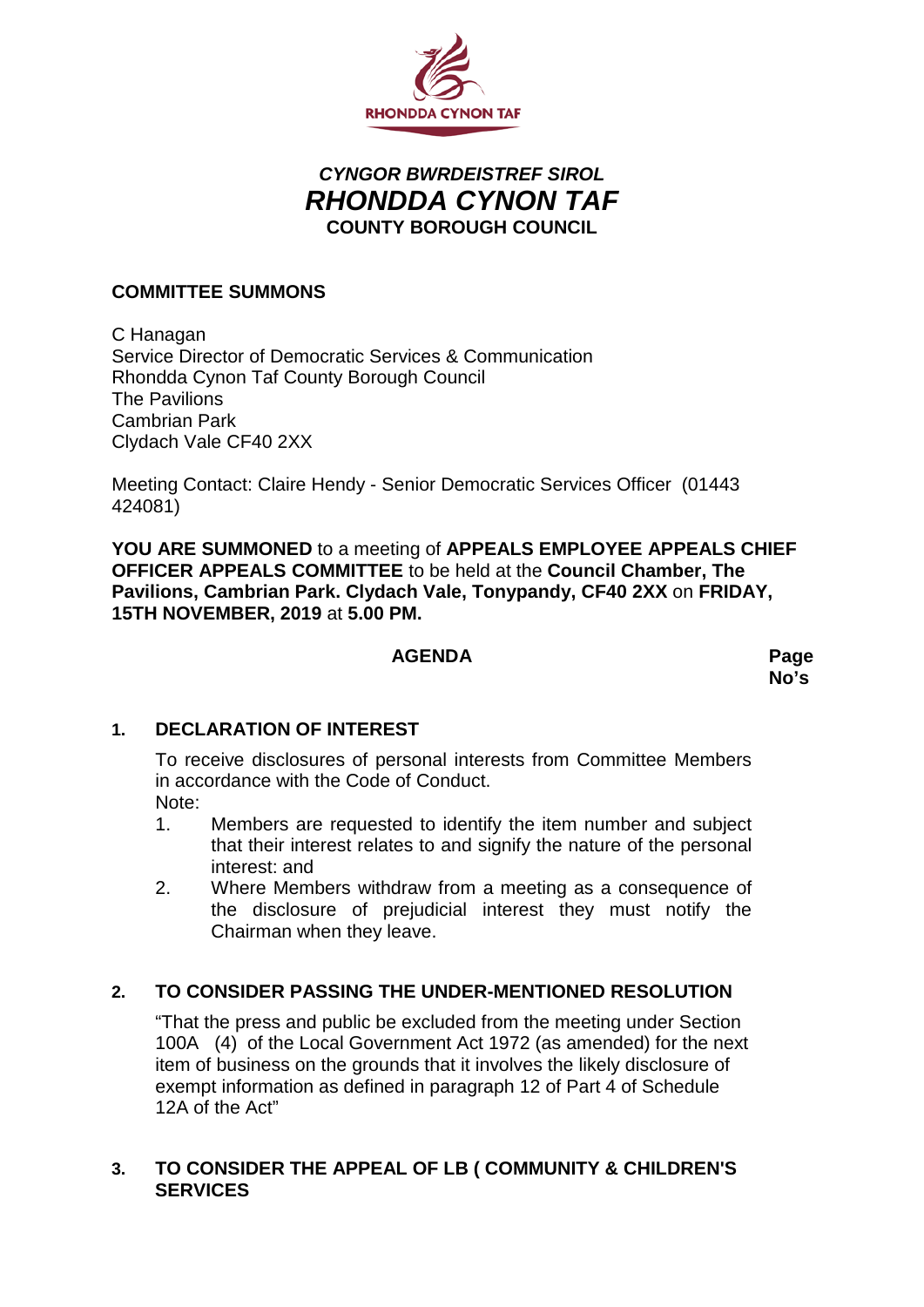RHONDDA CYNON TAF

*CYNGOR BWRDEISTREF SIROL*
***RHONDDA CYNON TAF***
**COUNTY BOROUGH COUNCIL**

**COMMITTEE SUMMONS**

C Hanagan
Service Director of Democratic Services & Communication
Rhondda Cynon Taf County Borough Council
The Pavilions
Cambrian Park
Clydach Vale CF40 2XX

Meeting Contact: Claire Hendy - Senior Democratic Services Officer (01443 424081)

**YOU ARE SUMMONED** to a meeting of **APPEALS EMPLOYEE APPEALS CHIEF OFFICER APPEALS COMMITTEE** to be held at the **Council Chamber, The Pavilions, Cambrian Park. Clydach Vale, Tonypandy, CF40 2XX** on **FRIDAY, 15TH NOVEMBER, 2019** at **5.00 PM.**

**AGENDA** **Page No's**

**1. DECLARATION OF INTEREST**

To receive disclosures of personal interests from Committee Members in accordance with the Code of Conduct.
Note:

1. Members are requested to identify the item number and subject that their interest relates to and signify the nature of the personal interest: and
2. Where Members withdraw from a meeting as a consequence of the disclosure of prejudicial interest they must notify the Chairman when they leave.

**2. TO CONSIDER PASSING THE UNDER-MENTIONED RESOLUTION**

"That the press and public be excluded from the meeting under Section 100A (4) of the Local Government Act 1972 (as amended) for the next item of business on the grounds that it involves the likely disclosure of exempt information as defined in paragraph 12 of Part 4 of Schedule 12A of the Act"

**3. TO CONSIDER THE APPEAL OF LB ( COMMUNITY & CHILDREN'S SERVICES**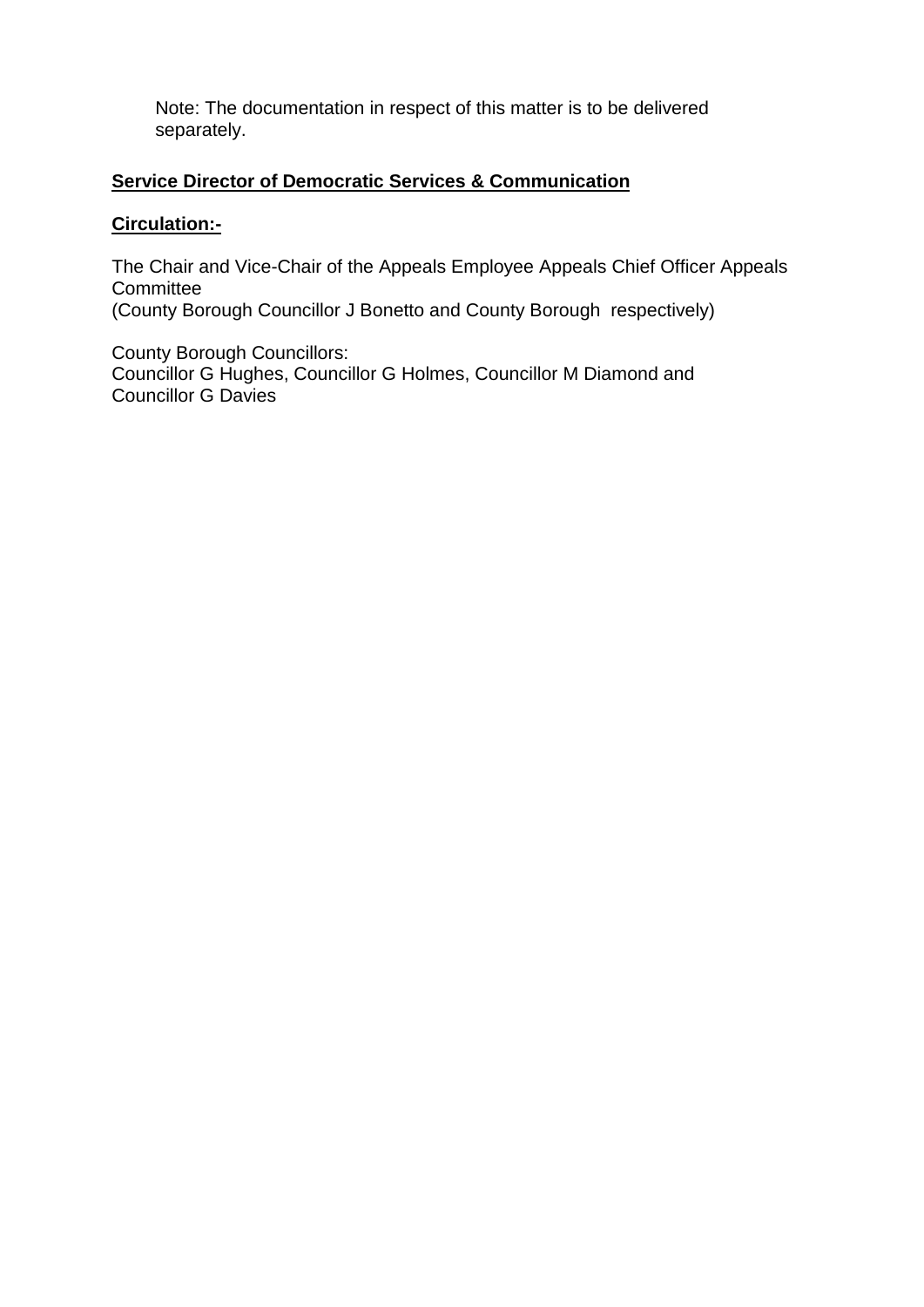Note: The documentation in respect of this matter is to be delivered separately.

**Service Director of Democratic Services & Communication**

**Circulation:-**

The Chair and Vice-Chair of the Appeals Employee Appeals Chief Officer Appeals Committee
(County Borough Councillor J Bonetto and County Borough  respectively)

County Borough Councillors:
Councillor G Hughes, Councillor G Holmes, Councillor M Diamond and Councillor G Davies